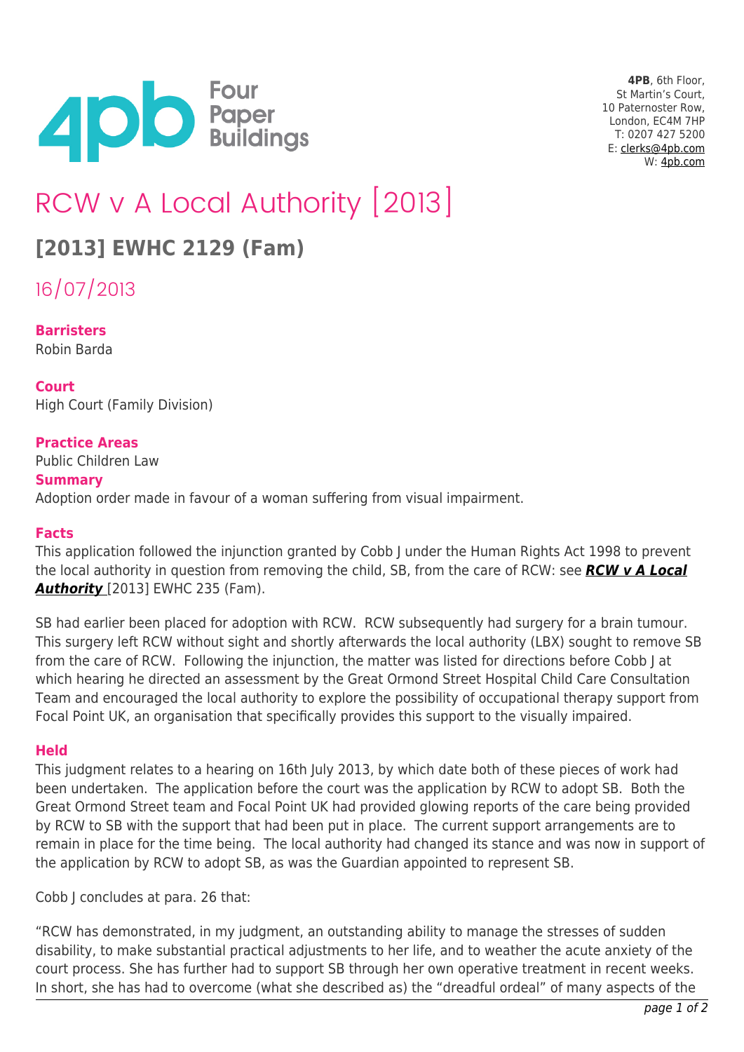**4PB**, 6th Floor,
St Martin's Court,
10 Paternoster Row,
London, EC4M 7HP
T: 0207 427 5200
E: clerks@4pb.com
W: 4pb.com

# RCW v A Local Authority [2013]

## [2013] EWHC 2129 (Fam)

16/07/2013

**Barristers**
Robin Barda

**Court**
High Court (Family Division)

**Practice Areas**
Public Children Law

**Summary**
Adoption order made in favour of a woman suffering from visual impairment.

**Facts**
This application followed the injunction granted by Cobb J under the Human Rights Act 1998 to prevent the local authority in question from removing the child, SB, from the care of RCW: see ***RCW v A Local Authority*** [2013] EWHC 235 (Fam).

SB had earlier been placed for adoption with RCW. RCW subsequently had surgery for a brain tumour. This surgery left RCW without sight and shortly afterwards the local authority (LBX) sought to remove SB from the care of RCW. Following the injunction, the matter was listed for directions before Cobb J at which hearing he directed an assessment by the Great Ormond Street Hospital Child Care Consultation Team and encouraged the local authority to explore the possibility of occupational therapy support from Focal Point UK, an organisation that specifically provides this support to the visually impaired.

**Held**
This judgment relates to a hearing on 16th July 2013, by which date both of these pieces of work had been undertaken. The application before the court was the application by RCW to adopt SB. Both the Great Ormond Street team and Focal Point UK had provided glowing reports of the care being provided by RCW to SB with the support that had been put in place. The current support arrangements are to remain in place for the time being. The local authority had changed its stance and was now in support of the application by RCW to adopt SB, as was the Guardian appointed to represent SB.

Cobb J concludes at para. 26 that:

"RCW has demonstrated, in my judgment, an outstanding ability to manage the stresses of sudden disability, to make substantial practical adjustments to her life, and to weather the acute anxiety of the court process. She has further had to support SB through her own operative treatment in recent weeks. In short, she has had to overcome (what she described as) the "dreadful ordeal" of many aspects of the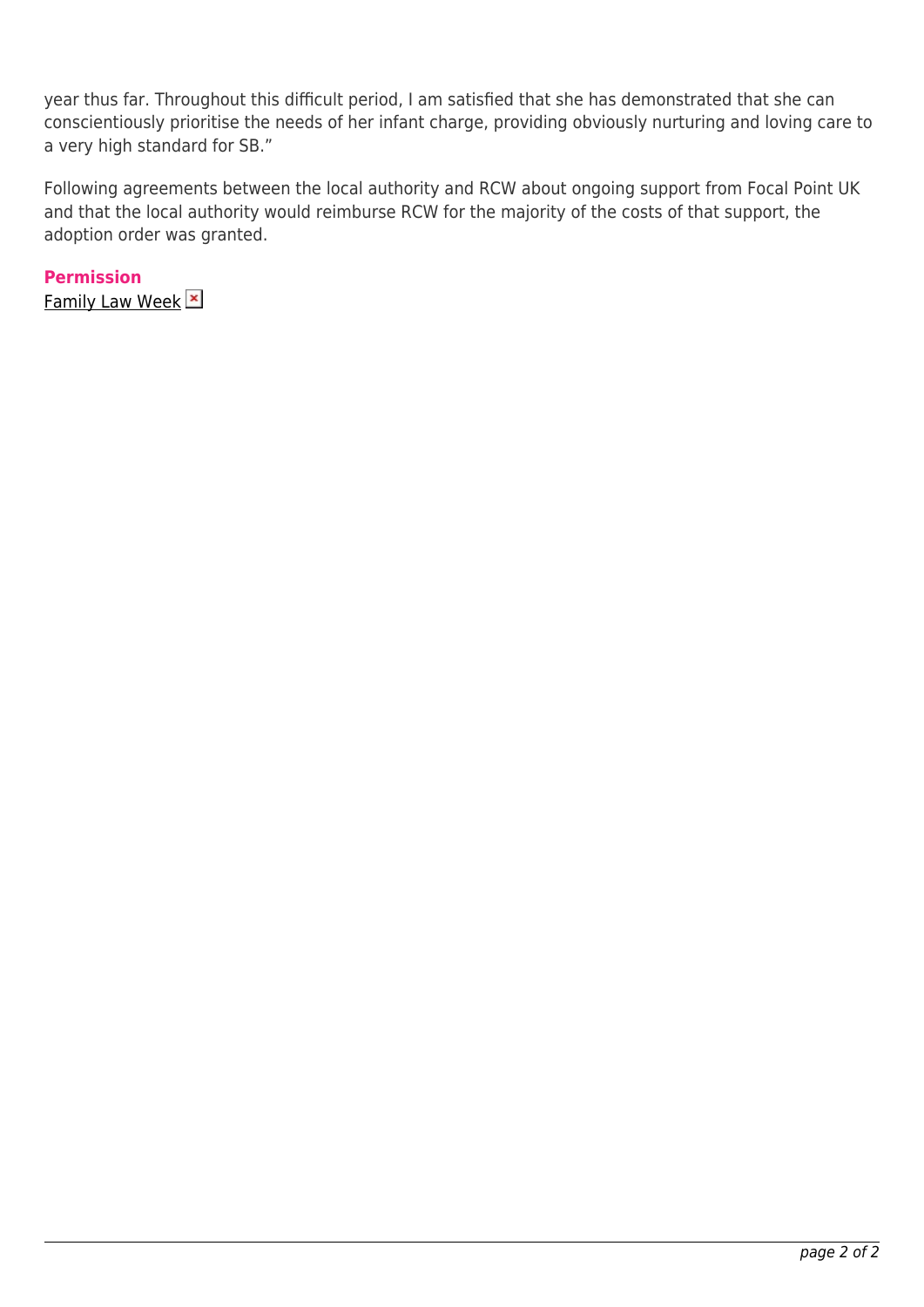year thus far. Throughout this difficult period, I am satisfied that she has demonstrated that she can conscientiously prioritise the needs of her infant charge, providing obviously nurturing and loving care to a very high standard for SB."

Following agreements between the local authority and RCW about ongoing support from Focal Point UK and that the local authority would reimburse RCW for the majority of the costs of that support, the adoption order was granted.

**Permission**

Family Law Week